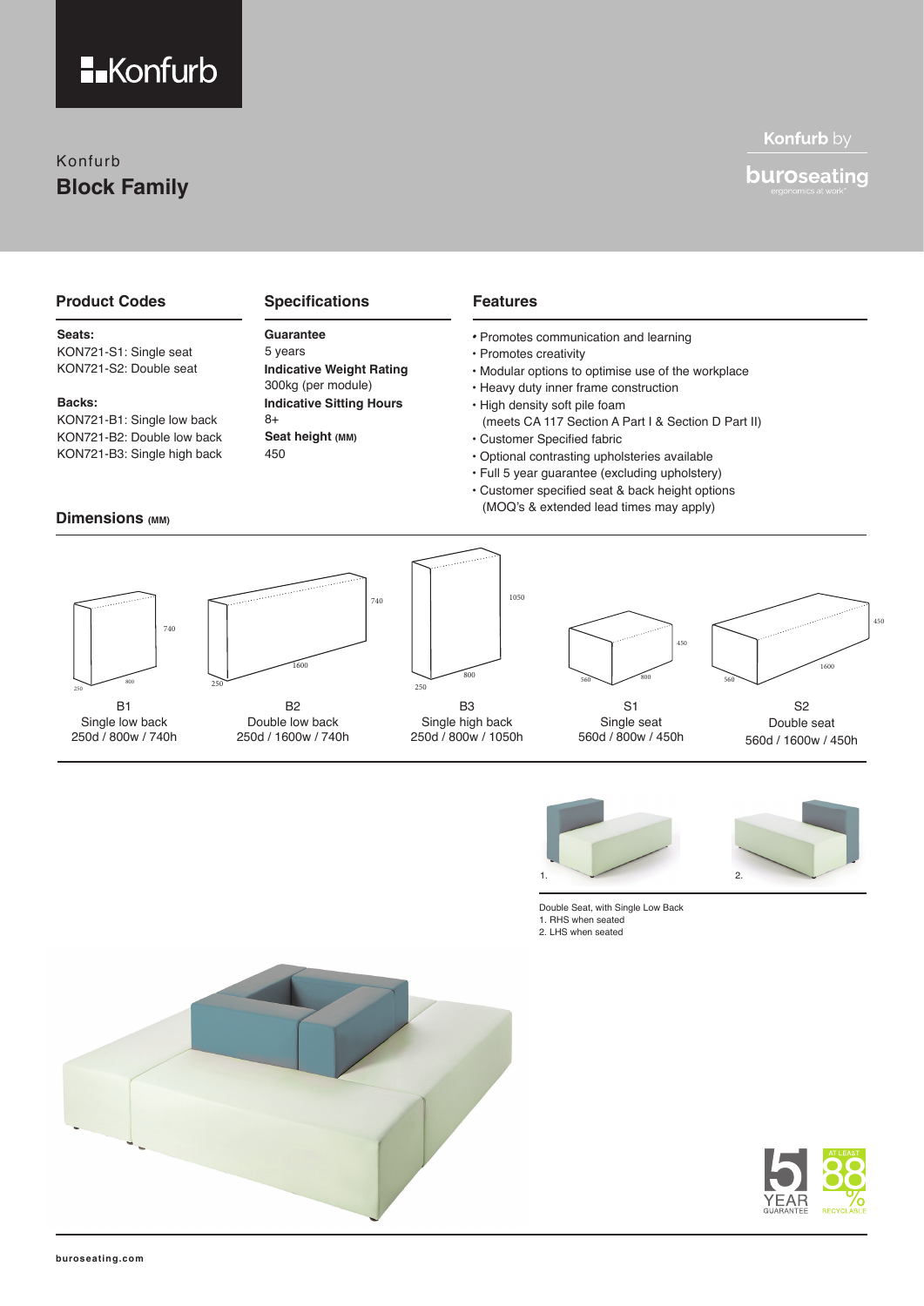Konfurb

Konfurb

# Block Family

Konfurb by buroseating

## Product Codes

**Seats:**
KON721-S1: Single seat
KON721-S2: Double seat

**Backs:**
KON721-B1: Single low back
KON721-B2: Double low back
KON721-B3: Single high back

## Specifications

**Guarantee**
5 years

**Indicative Weight Rating**
300kg (per module)

**Indicative Sitting Hours**
8+

**Seat height (MM)**
450

## Features

- Promotes communication and learning
- Promotes creativity
- Modular options to optimise use of the workplace
- Heavy duty inner frame construction
- High density soft pile foam (meets CA 117 Section A Part I & Section D Part II)
- Customer Specified fabric
- Optional contrasting upholsteries available
- Full 5 year guarantee (excluding upholstery)
- Customer specified seat & back height options (MOQ's & extended lead times may apply)

## Dimensions (MM)

| B1 | B2 | B3 | S1 | S2 |
|---|---|---|---|---|
| Single low back | Double low back | Single high back | Single seat | Double seat |
| 250d / 800w / 740h | 250d / 1600w / 740h | 250d / 800w / 1050h | 560d / 800w / 450h | 560d / 1600w / 450h |

Double Seat, with Single Low Back
1. RHS when seated
2. LHS when seated

5 YEAR GUARANTEE

AT LEAST 88% RECYCLABLE

buroseating.com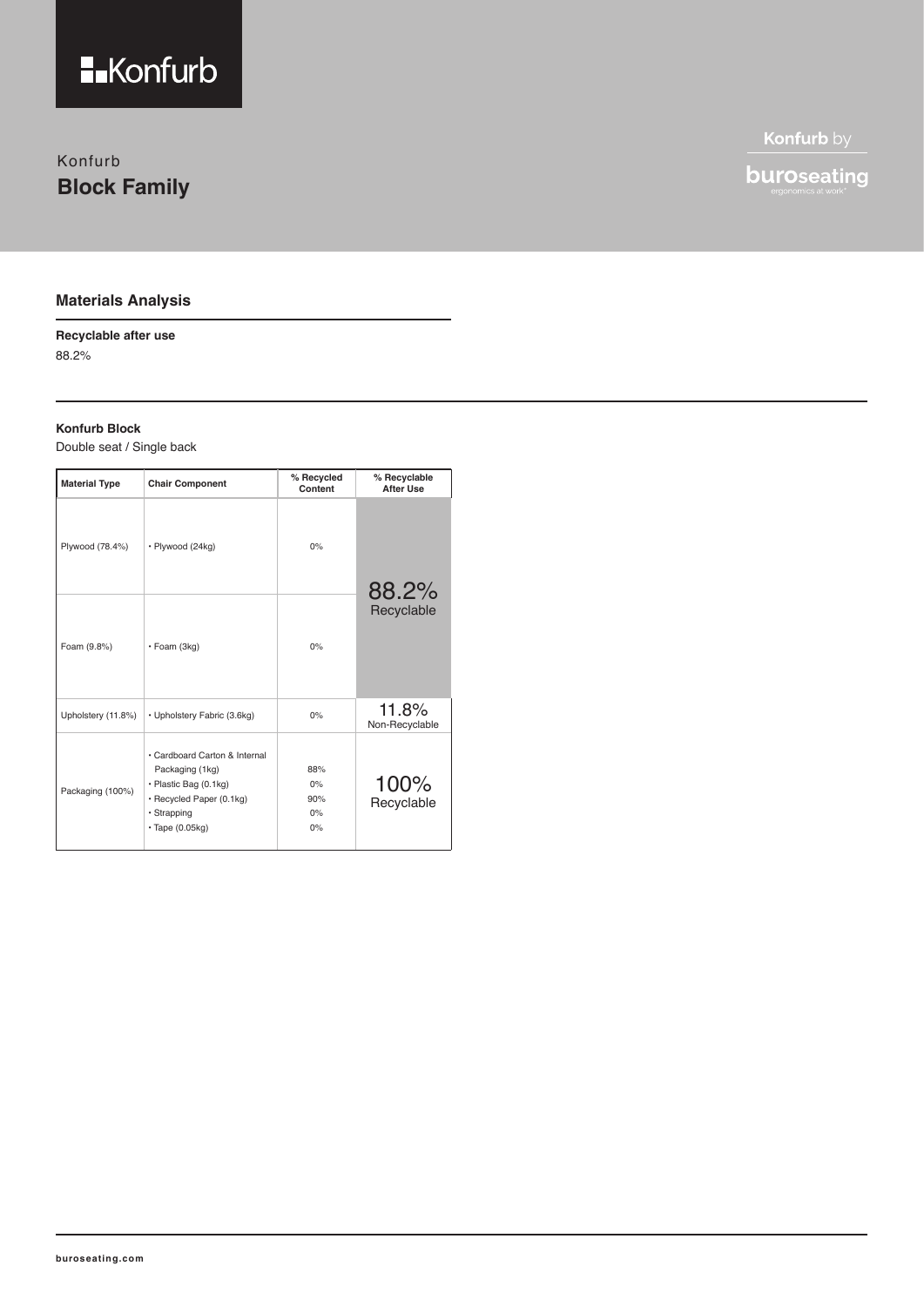Konfurb

# Block Family

Konfurb by buroseating
ergonomics at work

## Materials Analysis

**Recyclable after use**

88.2%

**Konfurb Block**

Double seat / Single back

| Material Type | Chair Component | % Recycled Content | % Recyclable After Use |
|---|---|---|---|
| Plywood (78.4%) | • Plywood (24kg) | 0% | 88.2% Recyclable |
| Foam (9.8%) | • Foam (3kg) | 0% | |
| Upholstery (11.8%) | • Upholstery Fabric (3.6kg) | 0% | 11.8% Non-Recyclable |
| Packaging (100%) | • Cardboard Carton & Internal Packaging (1kg)<br>• Plastic Bag (0.1kg)<br>• Recycled Paper (0.1kg)<br>• Strapping<br>• Tape (0.05kg) | 88%<br>0%<br>90%<br>0%<br>0% | 100% Recyclable |

buroseating.com